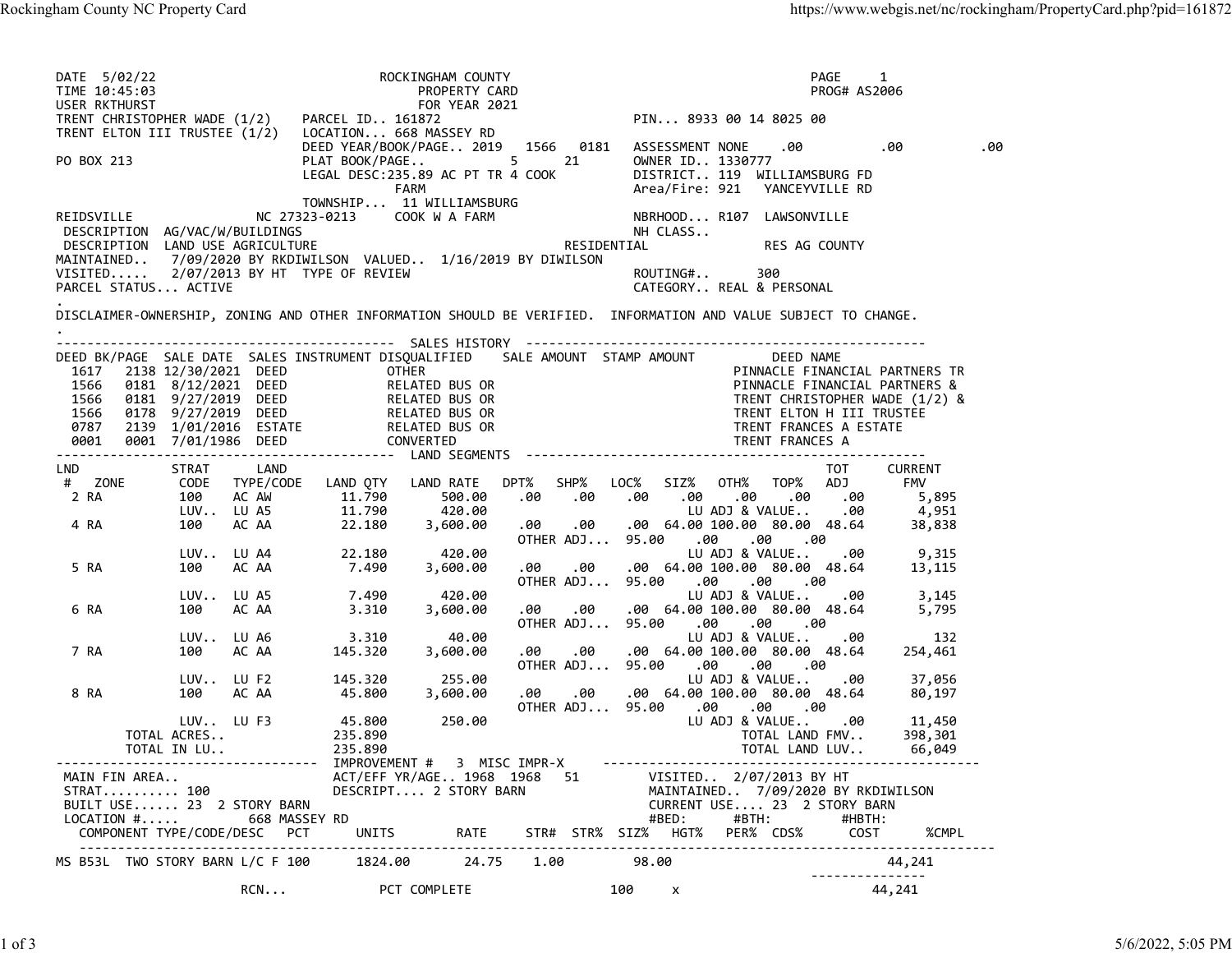DATE 5/02/22 — ROCKINGHAM COUNTY PROPERTY CARD FOR YEAR 2021 — PAGE 1

TIME 10:45:03 — PROG# AS2006

USER RKTHURST

TRENT CHRISTOPHER WADE (1/2)
TRENT ELTON III TRUSTEE (1/2)
PO BOX 213
REIDSVILLE NC 27323-0213

PARCEL ID.. 161872
LOCATION... 668 MASSEY RD
DEED YEAR/BOOK/PAGE.. 2019 1566 0181
PLAT BOOK/PAGE.. 5 21
LEGAL DESC:235.89 AC PT TR 4 COOK FARM
TOWNSHIP... 11 WILLIAMSBURG
COOK W A FARM

PIN... 8933 00 14 8025 00
ASSESSMENT NONE .00 .00 .00
OWNER ID.. 1330777
DISTRICT.. 119 WILLIAMSBURG FD
Area/Fire: 921 YANCEYVILLE RD
NBRHOOD... R107 LAWSONVILLE
NH CLASS..

DESCRIPTION AG/VAC/W/BUILDINGS
DESCRIPTION LAND USE AGRICULTURE — RESIDENTIAL — RES AG COUNTY
MAINTAINED.. 7/09/2020 BY RKDIWILSON VALUED.. 1/16/2019 BY DIWILSON
VISITED..... 2/07/2013 BY HT TYPE OF REVIEW — ROUTING#.. 300
PARCEL STATUS... ACTIVE — CATEGORY.. REAL & PERSONAL

.

DISCLAIMER-OWNERSHIP, ZONING AND OTHER INFORMATION SHOULD BE VERIFIED. INFORMATION AND VALUE SUBJECT TO CHANGE.

.

## SALES HISTORY

| DEED BK/PAGE | SALE DATE | SALES INSTRUMENT | DISQUALIFIED | SALE AMOUNT | STAMP AMOUNT | DEED NAME |
|---|---|---|---|---|---|---|
| 1617 2138 | 12/30/2021 | DEED | OTHER | | | PINNACLE FINANCIAL PARTNERS TR |
| 1566 0181 | 8/12/2021 | DEED | RELATED BUS OR | | | PINNACLE FINANCIAL PARTNERS & |
| 1566 0181 | 9/27/2019 | DEED | RELATED BUS OR | | | TRENT CHRISTOPHER WADE (1/2) & |
| 1566 0178 | 9/27/2019 | DEED | RELATED BUS OR | | | TRENT ELTON H III TRUSTEE |
| 0787 2139 | 1/01/2016 | ESTATE | RELATED BUS OR | | | TRENT FRANCES A ESTATE |
| 0001 0001 | 7/01/1986 | DEED | CONVERTED | | | TRENT FRANCES A |

## LAND SEGMENTS

| LND # | ZONE | STRAT CODE | LAND TYPE/CODE | LAND QTY | LAND RATE | DPT% | SHP% | LOC% | SIZ% | OTH% | TOP% | TOT ADJ | CURRENT FMV |
|---|---|---|---|---|---|---|---|---|---|---|---|---|---|
| 2 | RA | 100 | AC AW | 11.790 | 500.00 | .00 | .00 | .00 | .00 | .00 | .00 | .00 | 5,895 |
| | | LUV.. | LU A5 | 11.790 | 420.00 | | | | LU ADJ & VALUE.. | | | .00 | 4,951 |
| 4 | RA | 100 | AC AA | 22.180 | 3,600.00 | .00 | .00 | .00 | 64.00 | 100.00 | 80.00 | 48.64 | 38,838 |
| | | | | | | OTHER ADJ... | 95.00 | .00 | .00 | .00 | | | |
| | | LUV.. | LU A4 | 22.180 | 420.00 | | | | LU ADJ & VALUE.. | | | .00 | 9,315 |
| 5 | RA | 100 | AC AA | 7.490 | 3,600.00 | .00 | .00 | .00 | 64.00 | 100.00 | 80.00 | 48.64 | 13,115 |
| | | | | | | OTHER ADJ... | 95.00 | .00 | .00 | .00 | | | |
| | | LUV.. | LU A5 | 7.490 | 420.00 | | | | LU ADJ & VALUE.. | | | .00 | 3,145 |
| 6 | RA | 100 | AC AA | 3.310 | 3,600.00 | .00 | .00 | .00 | 64.00 | 100.00 | 80.00 | 48.64 | 5,795 |
| | | | | | | OTHER ADJ... | 95.00 | .00 | .00 | .00 | | | |
| | | LUV.. | LU A6 | 3.310 | 40.00 | | | | LU ADJ & VALUE.. | | | .00 | 132 |
| 7 | RA | 100 | AC AA | 145.320 | 3,600.00 | .00 | .00 | .00 | 64.00 | 100.00 | 80.00 | 48.64 | 254,461 |
| | | | | | | OTHER ADJ... | 95.00 | .00 | .00 | .00 | | | |
| | | LUV.. | LU F2 | 145.320 | 255.00 | | | | LU ADJ & VALUE.. | | | .00 | 37,056 |
| 8 | RA | 100 | AC AA | 45.800 | 3,600.00 | .00 | .00 | .00 | 64.00 | 100.00 | 80.00 | 48.64 | 80,197 |
| | | | | | | OTHER ADJ... | 95.00 | .00 | .00 | .00 | | | |
| | | LUV.. | LU F3 | 45.800 | 250.00 | | | | LU ADJ & VALUE.. | | | .00 | 11,450 |
| | TOTAL ACRES.. | | | 235.890 | | | | | | TOTAL LAND FMV.. | | | 398,301 |
| | TOTAL IN LU.. | | | 235.890 | | | | | | TOTAL LAND LUV.. | | | 66,049 |

## IMPROVEMENT # 3 MISC IMPR-X

MAIN FIN AREA..
STRAT.......... 100
BUILT USE...... 23 2 STORY BARN
LOCATION #..... 668 MASSEY RD

ACT/EFF YR/AGE.. 1968 1968 51
DESCRIPT.... 2 STORY BARN

VISITED.. 2/07/2013 BY HT
MAINTAINED.. 7/09/2020 BY RKDIWILSON
CURRENT USE.... 23 2 STORY BARN
#BED: #BTH: #HBTH:

| COMPONENT TYPE/CODE/DESC | PCT | UNITS | RATE | STR# | STR% | SIZ% | HGT% | PER% | CDS% | COST | %CMPL |
|---|---|---|---|---|---|---|---|---|---|---|---|
| MS B53L TWO STORY BARN L/C F | 100 | 1824.00 | 24.75 | 1.00 | | 98.00 | | | | 44,241 | |

RCN... PCT COMPLETE 100 x 44,241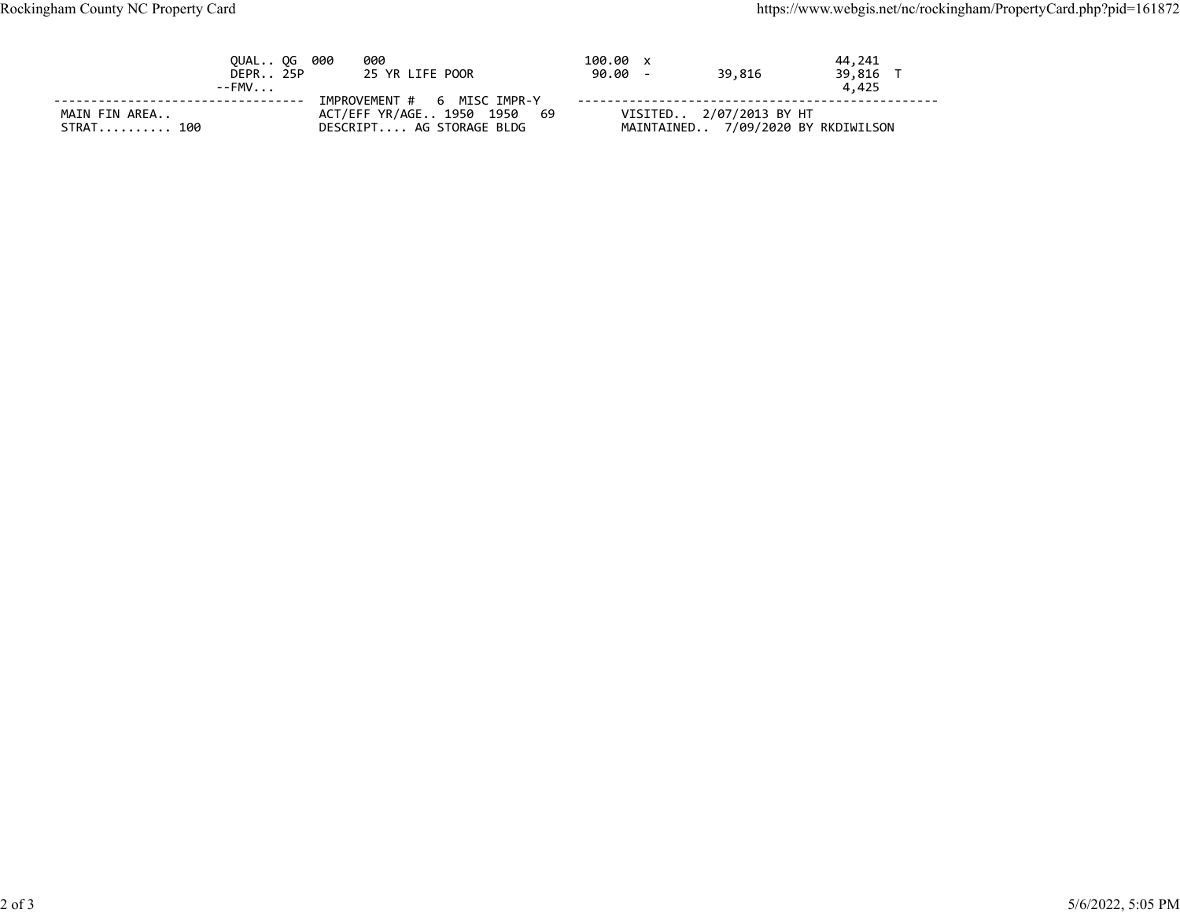```
                    QUAL.. QG  000     000                          100.00  x                           44,241
                    DEPR.. 25P         25 YR LIFE POOR               90.00  -         39,816           39,816  T
                  --FMV...                                                                              4,425
---------------------------------- IMPROVEMENT #   6  MISC IMPR-Y    ------------------------------------------------
 MAIN FIN AREA..                   ACT/EFF YR/AGE.. 1950  1950   69        VISITED..  2/07/2013 BY HT
 STRAT.......... 100               DESCRIPT.... AG STORAGE BLDG            MAINTAINED..  7/09/2020 BY RKDIWILSON
```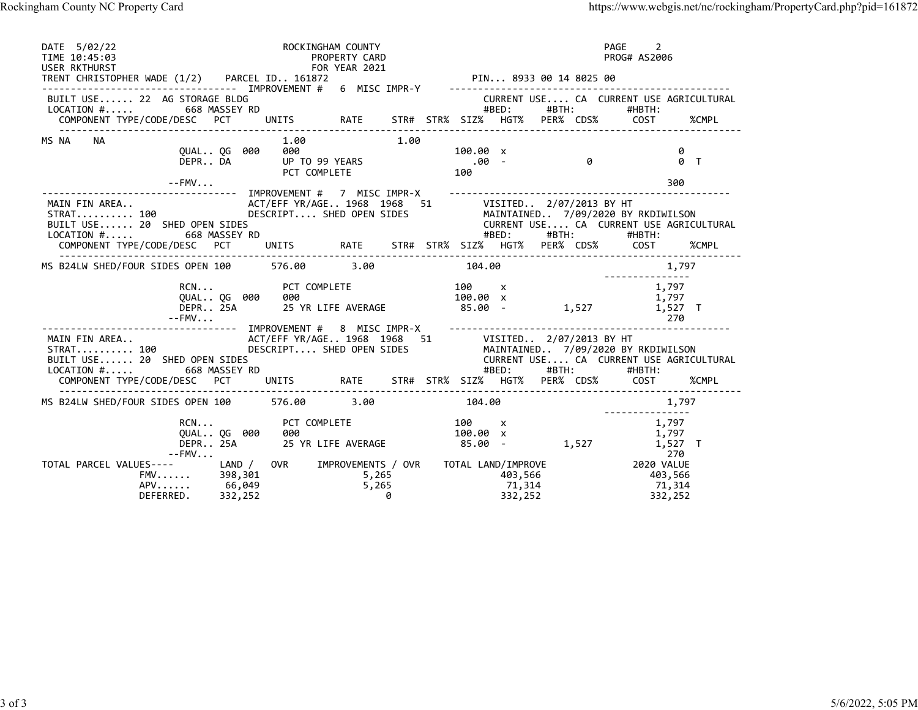```
DATE  5/02/22                          ROCKINGHAM COUNTY                                        PAGE     2
TIME 10:45:03                            PROPERTY CARD                                          PROG# AS2006
USER RKTHURST                           FOR YEAR 2021
TRENT CHRISTOPHER WADE (1/2)    PARCEL ID.. 161872                       PIN... 8933 00 14 8025 00
--------------------------------- IMPROVEMENT #   6  MISC IMPR-Y    ------------------------------------------------
 BUILT USE...... 22  AG STORAGE BLDG                                           CURRENT USE.... CA  CURRENT USE AGRICULTURAL
 LOCATION #.....        668 MASSEY RD                                          #BED:      #BTH:         #HBTH:
  COMPONENT TYPE/CODE/DESC   PCT      UNITS       RATE     STR#  STR%  SIZ%   HGT%   PER%  CDS%      COST      %CMPL
 ----------------------------------------------------------------------------------------------------------------------
MS NA    NA                         1.00               1.00
                    QUAL.. QG  000    000                            100.00  x                                  0
                    DEPR.. DA         UP TO 99 YEARS                    .00  -             0                    0  T
                                      PCT COMPLETE                   100
                  --FMV...                                                                                    300
--------------------------------- IMPROVEMENT #   7  MISC IMPR-X    ------------------------------------------------
 MAIN FIN AREA..                  ACT/EFF YR/AGE.. 1968  1968   51        VISITED.. 2/07/2013 BY HT
 STRAT.......... 100              DESCRIPT.... SHED OPEN SIDES            MAINTAINED.. 7/09/2020 BY RKDIWILSON
 BUILT USE...... 20  SHED OPEN SIDES                                           CURRENT USE.... CA  CURRENT USE AGRICULTURAL
 LOCATION #.....        668 MASSEY RD                                          #BED:      #BTH:         #HBTH:
  COMPONENT TYPE/CODE/DESC   PCT      UNITS       RATE     STR#  STR%  SIZ%   HGT%   PER%  CDS%      COST      %CMPL
 ----------------------------------------------------------------------------------------------------------------------
MS B24LW SHED/FOUR SIDES OPEN 100       576.00       3.00              104.00                                 1,797
                                                                                                   ---------------
                    RCN...            PCT COMPLETE                   100     x                              1,797
                    QUAL.. QG  000    000                            100.00  x                              1,797
                    DEPR.. 25A        25 YR LIFE AVERAGE              85.00  -          1,527               1,527  T
                  --FMV...                                                                                    270
--------------------------------- IMPROVEMENT #   8  MISC IMPR-X    ------------------------------------------------
 MAIN FIN AREA..                  ACT/EFF YR/AGE.. 1968  1968   51        VISITED.. 2/07/2013 BY HT
 STRAT.......... 100              DESCRIPT.... SHED OPEN SIDES            MAINTAINED.. 7/09/2020 BY RKDIWILSON
 BUILT USE...... 20  SHED OPEN SIDES                                           CURRENT USE.... CA  CURRENT USE AGRICULTURAL
 LOCATION #.....        668 MASSEY RD                                          #BED:      #BTH:         #HBTH:
  COMPONENT TYPE/CODE/DESC   PCT      UNITS       RATE     STR#  STR%  SIZ%   HGT%   PER%  CDS%      COST      %CMPL
 ----------------------------------------------------------------------------------------------------------------------
MS B24LW SHED/FOUR SIDES OPEN 100       576.00       3.00              104.00                                 1,797
                                                                                                   ---------------
                    RCN...            PCT COMPLETE                   100     x                              1,797
                    QUAL.. QG  000    000                            100.00  x                              1,797
                    DEPR.. 25A        25 YR LIFE AVERAGE              85.00  -          1,527               1,527  T
                  --FMV...                                                                                    270
TOTAL PARCEL VALUES----       LAND /   OVR     IMPROVEMENTS / OVR    TOTAL LAND/IMPROVE              2020 VALUE
                FMV......    398,301                   5,265                   403,566                403,566
                APV......     66,049                   5,265                    71,314                 71,314
                DEFERRED.    332,252                       0                   332,252                332,252
```